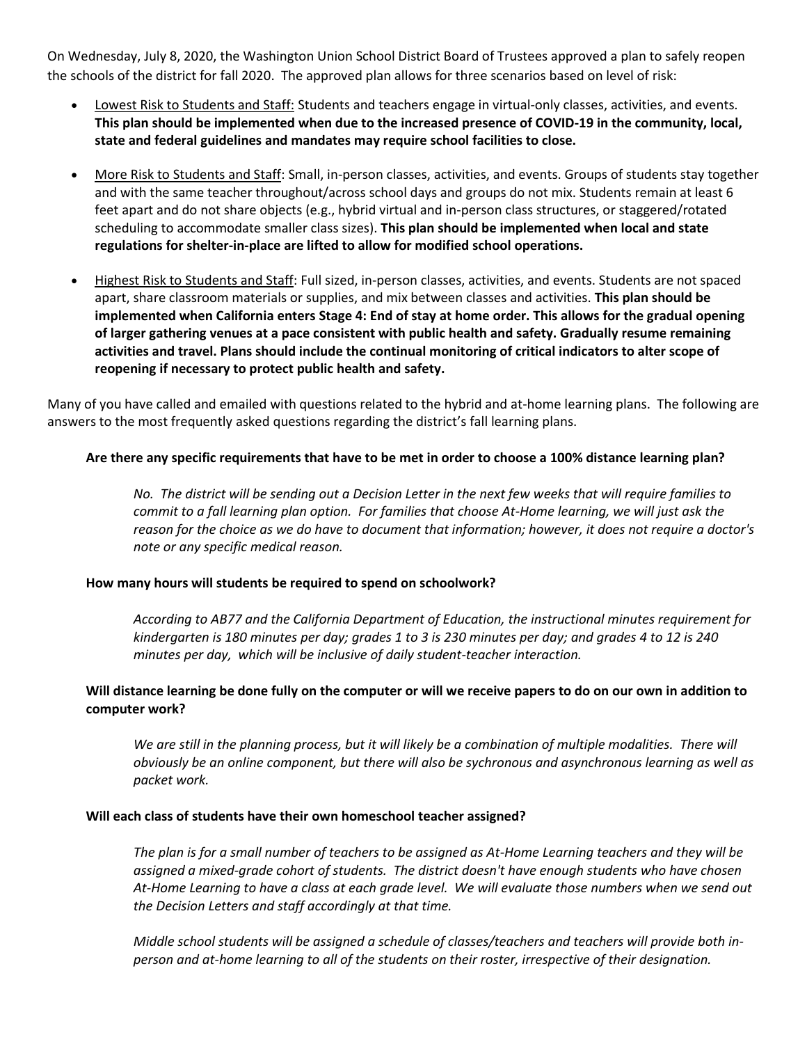On Wednesday, July 8, 2020, the Washington Union School District Board of Trustees approved a plan to safely reopen the schools of the district for fall 2020. The approved plan allows for three scenarios based on level of risk:

- Lowest Risk to Students and Staff: Students and teachers engage in virtual-only classes, activities, and events. **This plan should be implemented when due to the increased presence of COVID-19 in the community, local, state and federal guidelines and mandates may require school facilities to close.**

- More Risk to Students and Staff: Small, in-person classes, activities, and events. Groups of students stay together and with the same teacher throughout/across school days and groups do not mix. Students remain at least 6 feet apart and do not share objects (e.g., hybrid virtual and in-person class structures, or staggered/rotated scheduling to accommodate smaller class sizes). **This plan should be implemented when local and state regulations for shelter-in-place are lifted to allow for modified school operations.**

- Highest Risk to Students and Staff: Full sized, in-person classes, activities, and events. Students are not spaced apart, share classroom materials or supplies, and mix between classes and activities. **This plan should be implemented when California enters Stage 4: End of stay at home order. This allows for the gradual opening of larger gathering venues at a pace consistent with public health and safety. Gradually resume remaining activities and travel. Plans should include the continual monitoring of critical indicators to alter scope of reopening if necessary to protect public health and safety.**

Many of you have called and emailed with questions related to the hybrid and at-home learning plans. The following are answers to the most frequently asked questions regarding the district's fall learning plans.

**Are there any specific requirements that have to be met in order to choose a 100% distance learning plan?**

*No. The district will be sending out a Decision Letter in the next few weeks that will require families to commit to a fall learning plan option. For families that choose At-Home learning, we will just ask the reason for the choice as we do have to document that information; however, it does not require a doctor's note or any specific medical reason.*

**How many hours will students be required to spend on schoolwork?**

*According to AB77 and the California Department of Education, the instructional minutes requirement for kindergarten is 180 minutes per day; grades 1 to 3 is 230 minutes per day; and grades 4 to 12 is 240 minutes per day, which will be inclusive of daily student-teacher interaction.*

**Will distance learning be done fully on the computer or will we receive papers to do on our own in addition to computer work?**

*We are still in the planning process, but it will likely be a combination of multiple modalities. There will obviously be an online component, but there will also be sychronous and asynchronous learning as well as packet work.*

**Will each class of students have their own homeschool teacher assigned?**

*The plan is for a small number of teachers to be assigned as At-Home Learning teachers and they will be assigned a mixed-grade cohort of students. The district doesn't have enough students who have chosen At-Home Learning to have a class at each grade level. We will evaluate those numbers when we send out the Decision Letters and staff accordingly at that time.*

*Middle school students will be assigned a schedule of classes/teachers and teachers will provide both in-person and at-home learning to all of the students on their roster, irrespective of their designation.*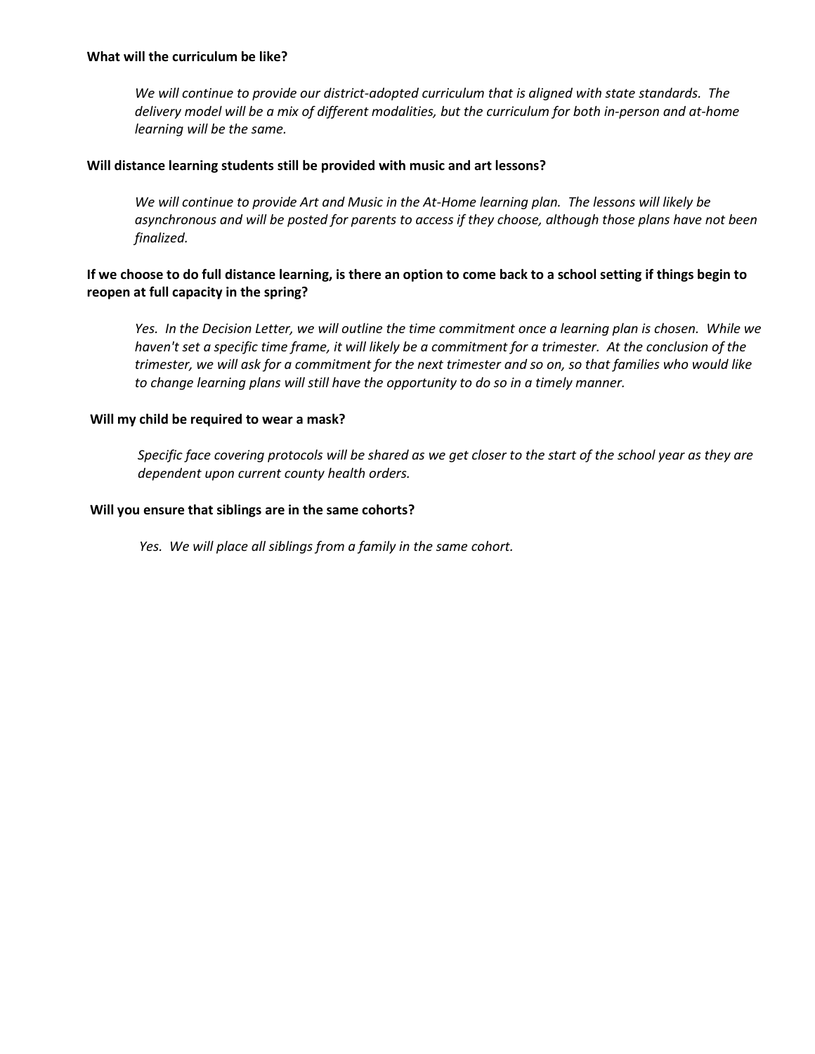**What will the curriculum be like?**

*We will continue to provide our district-adopted curriculum that is aligned with state standards. The delivery model will be a mix of different modalities, but the curriculum for both in-person and at-home learning will be the same.*

**Will distance learning students still be provided with music and art lessons?**

*We will continue to provide Art and Music in the At-Home learning plan. The lessons will likely be asynchronous and will be posted for parents to access if they choose, although those plans have not been finalized.*

**If we choose to do full distance learning, is there an option to come back to a school setting if things begin to reopen at full capacity in the spring?**

*Yes. In the Decision Letter, we will outline the time commitment once a learning plan is chosen. While we haven't set a specific time frame, it will likely be a commitment for a trimester. At the conclusion of the trimester, we will ask for a commitment for the next trimester and so on, so that families who would like to change learning plans will still have the opportunity to do so in a timely manner.*

**Will my child be required to wear a mask?**

*Specific face covering protocols will be shared as we get closer to the start of the school year as they are dependent upon current county health orders.*

**Will you ensure that siblings are in the same cohorts?**

*Yes. We will place all siblings from a family in the same cohort.*